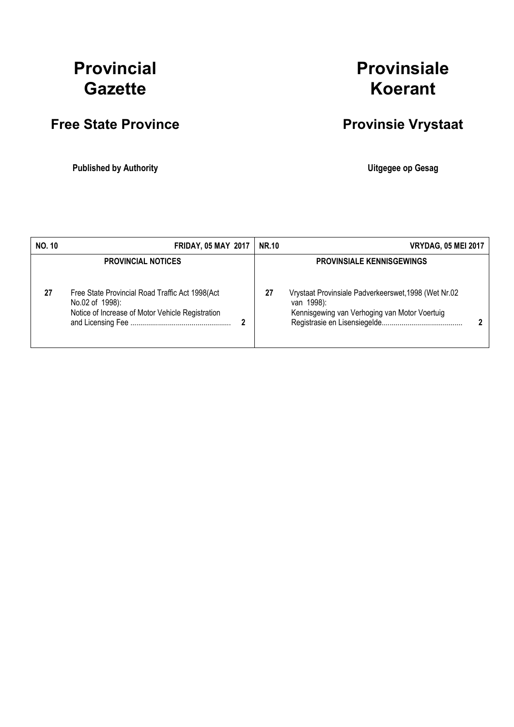# Provincial Gazette

## Free State Province

**Published by Authority**

# Provinsiale Koerant

## Provinsie Vrystaat

**Uitgegee op Gesag**

| **NO. 10** | **FRIDAY, 05 MAY 2017** | | **NR.10** | **VRYDAG, 05 MEI 2017** | |
|---|---|---|---|---|---|
| | **PROVINCIAL NOTICES** | | | **PROVINSIALE KENNISGEWINGS** | |
| **27** | Free State Provincial Road Traffic Act 1998(Act No.02 of 1998): Notice of Increase of Motor Vehicle Registration and Licensing Fee .................................................. | **2** | **27** | Vrystaat Provinsiale Padverkeerswet,1998 (Wet Nr.02 van 1998): Kennisgewing van Verhoging van Motor Voertuig Registrasie en Lisensiegelde......................................... | **2** |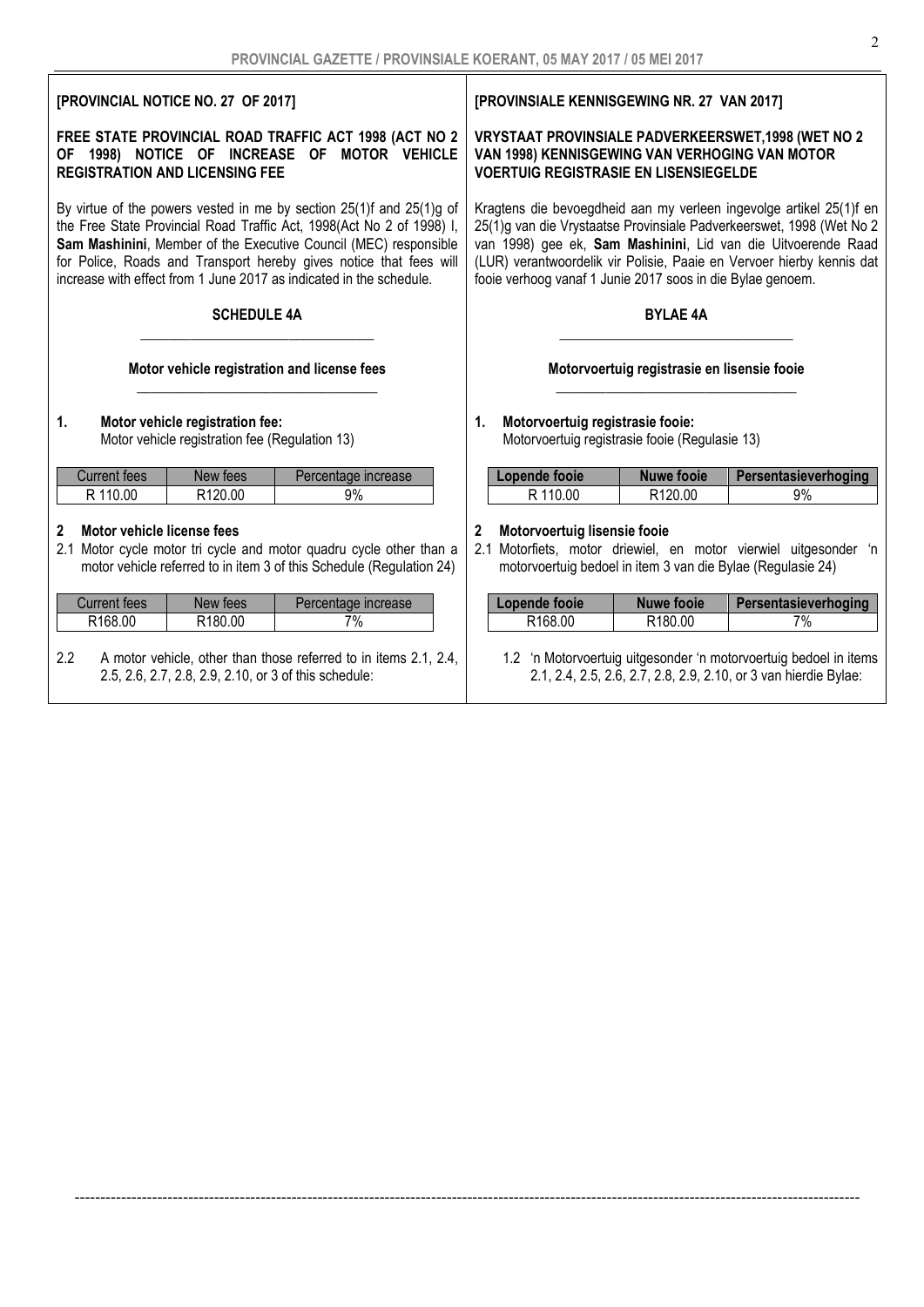**[PROVINCIAL NOTICE NO. 27 OF 2017]**

**FREE STATE PROVINCIAL ROAD TRAFFIC ACT 1998 (ACT NO 2 OF 1998) NOTICE OF INCREASE OF MOTOR VEHICLE REGISTRATION AND LICENSING FEE**

By virtue of the powers vested in me by section 25(1)f and 25(1)g of the Free State Provincial Road Traffic Act, 1998(Act No 2 of 1998) I, **Sam Mashinini**, Member of the Executive Council (MEC) responsible for Police, Roads and Transport hereby gives notice that fees will increase with effect from 1 June 2017 as indicated in the schedule.

**SCHEDULE 4A**

**Motor vehicle registration and license fees**

**1. Motor vehicle registration fee:**
Motor vehicle registration fee (Regulation 13)

| Current fees | New fees | Percentage increase |
|---|---|---|
| R 110.00 | R120.00 | 9% |

**2 Motor vehicle license fees**

2.1 Motor cycle motor tri cycle and motor quadru cycle other than a motor vehicle referred to in item 3 of this Schedule (Regulation 24)

| Current fees | New fees | Percentage increase |
|---|---|---|
| R168.00 | R180.00 | 7% |

2.2 A motor vehicle, other than those referred to in items 2.1, 2.4, 2.5, 2.6, 2.7, 2.8, 2.9, 2.10, or 3 of this schedule:

**[PROVINSIALE KENNISGEWING NR. 27 VAN 2017]**

**VRYSTAAT PROVINSIALE PADVERKEERSWET,1998 (WET NO 2 VAN 1998) KENNISGEWING VAN VERHOGING VAN MOTOR VOERTUIG REGISTRASIE EN LISENSIEGELDE**

Kragtens die bevoegdheid aan my verleen ingevolge artikel 25(1)f en 25(1)g van die Vrystaatse Provinsiale Padverkeerswet, 1998 (Wet No 2 van 1998) gee ek, **Sam Mashinini**, Lid van die Uitvoerende Raad (LUR) verantwoordelik vir Polisie, Paaie en Vervoer hierby kennis dat fooie verhoog vanaf 1 Junie 2017 soos in die Bylae genoem.

**BYLAE 4A**

**Motorvoertuig registrasie en lisensie fooie**

**1. Motorvoertuig registrasie fooie:**
Motorvoertuig registrasie fooie (Regulasie 13)

| Lopende fooie | Nuwe fooie | Persentasieverhoging |
|---|---|---|
| R 110.00 | R120.00 | 9% |

**2 Motorvoertuig lisensie fooie**

2.1 Motorfiets, motor driewiel, en motor vierwiel uitgesonder 'n motorvoertuig bedoel in item 3 van die Bylae (Regulasie 24)

| Lopende fooie | Nuwe fooie | Persentasieverhoging |
|---|---|---|
| R168.00 | R180.00 | 7% |

1.2 'n Motorvoertuig uitgesonder 'n motorvoertuig bedoel in items 2.1, 2.4, 2.5, 2.6, 2.7, 2.8, 2.9, 2.10, or 3 van hierdie Bylae: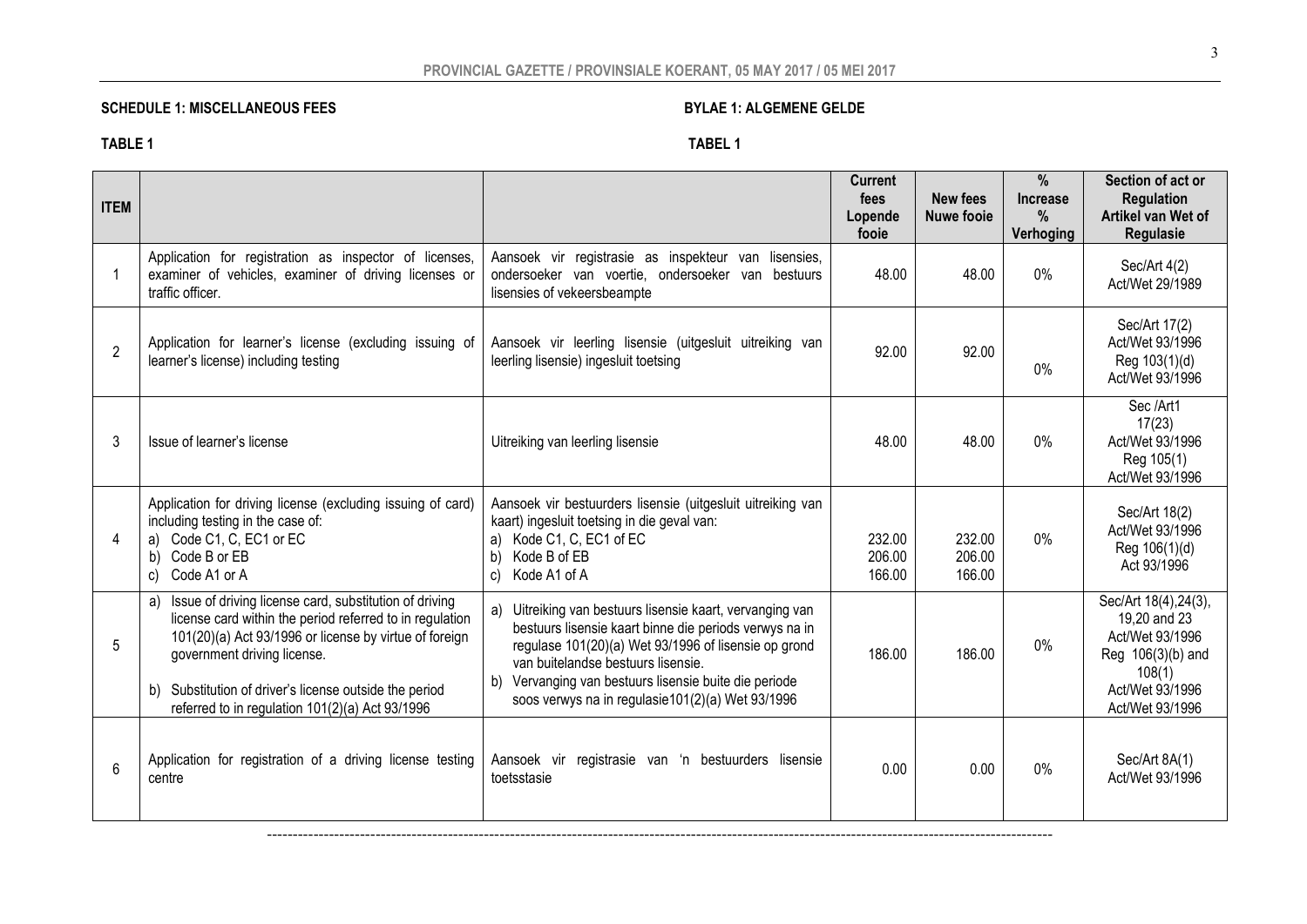**SCHEDULE 1: MISCELLANEOUS FEES** **BYLAE 1: ALGEMENE GELDE**

**TABLE 1** **TABEL 1**

| ITEM | | | Current fees Lopende fooie | New fees Nuwe fooie | % Increase % Verhoging | Section of act or Regulation Artikel van Wet of Regulasie |
|---|---|---|---|---|---|---|
| 1 | Application for registration as inspector of licenses, examiner of vehicles, examiner of driving licenses or traffic officer. | Aansoek vir registrasie as inspekteur van lisensies, ondersoeker van voertie, ondersoeker van bestuurs lisensies of vekeersbeampte | 48.00 | 48.00 | 0% | Sec/Art 4(2) Act/Wet 29/1989 |
| 2 | Application for learner's license (excluding issuing of learner's license) including testing | Aansoek vir leerling lisensie (uitgesluit uitreiking van leerling lisensie) ingesluit toetsing | 92.00 | 92.00 | 0% | Sec/Art 17(2) Act/Wet 93/1996 Reg 103(1)(d) Act/Wet 93/1996 |
| 3 | Issue of learner's license | Uitreiking van leerling lisensie | 48.00 | 48.00 | 0% | Sec /Art1 17(23) Act/Wet 93/1996 Reg 105(1) Act/Wet 93/1996 |
| 4 | Application for driving license (excluding issuing of card) including testing in the case of:<br>a) Code C1, C, EC1 or EC<br>b) Code B or EB<br>c) Code A1 or A | Aansoek vir bestuurders lisensie (uitgesluit uitreiking van kaart) ingesluit toetsing in die geval van:<br>a) Kode C1, C, EC1 of EC<br>b) Kode B of EB<br>c) Kode A1 of A | 232.00<br>206.00<br>166.00 | 232.00<br>206.00<br>166.00 | 0% | Sec/Art 18(2) Act/Wet 93/1996 Reg 106(1)(d) Act 93/1996 |
| 5 | a) Issue of driving license card, substitution of driving license card within the period referred to in regulation 101(20)(a) Act 93/1996 or license by virtue of foreign government driving license.<br>b) Substitution of driver's license outside the period referred to in regulation 101(2)(a) Act 93/1996 | a) Uitreiking van bestuurs lisensie kaart, vervanging van bestuurs lisensie kaart binne die periods verwys na in regulase 101(20)(a) Wet 93/1996 of lisensie op grond van buitelandse bestuurs lisensie.<br>b) Vervanging van bestuurs lisensie buite die periode soos verwys na in regulasie101(2)(a) Wet 93/1996 | 186.00 | 186.00 | 0% | Sec/Art 18(4),24(3), 19,20 and 23 Act/Wet 93/1996 Reg 106(3)(b) and 108(1) Act/Wet 93/1996 Act/Wet 93/1996 |
| 6 | Application for registration of a driving license testing centre | Aansoek vir registrasie van 'n bestuurders lisensie toetsstasie | 0.00 | 0.00 | 0% | Sec/Art 8A(1) Act/Wet 93/1996 |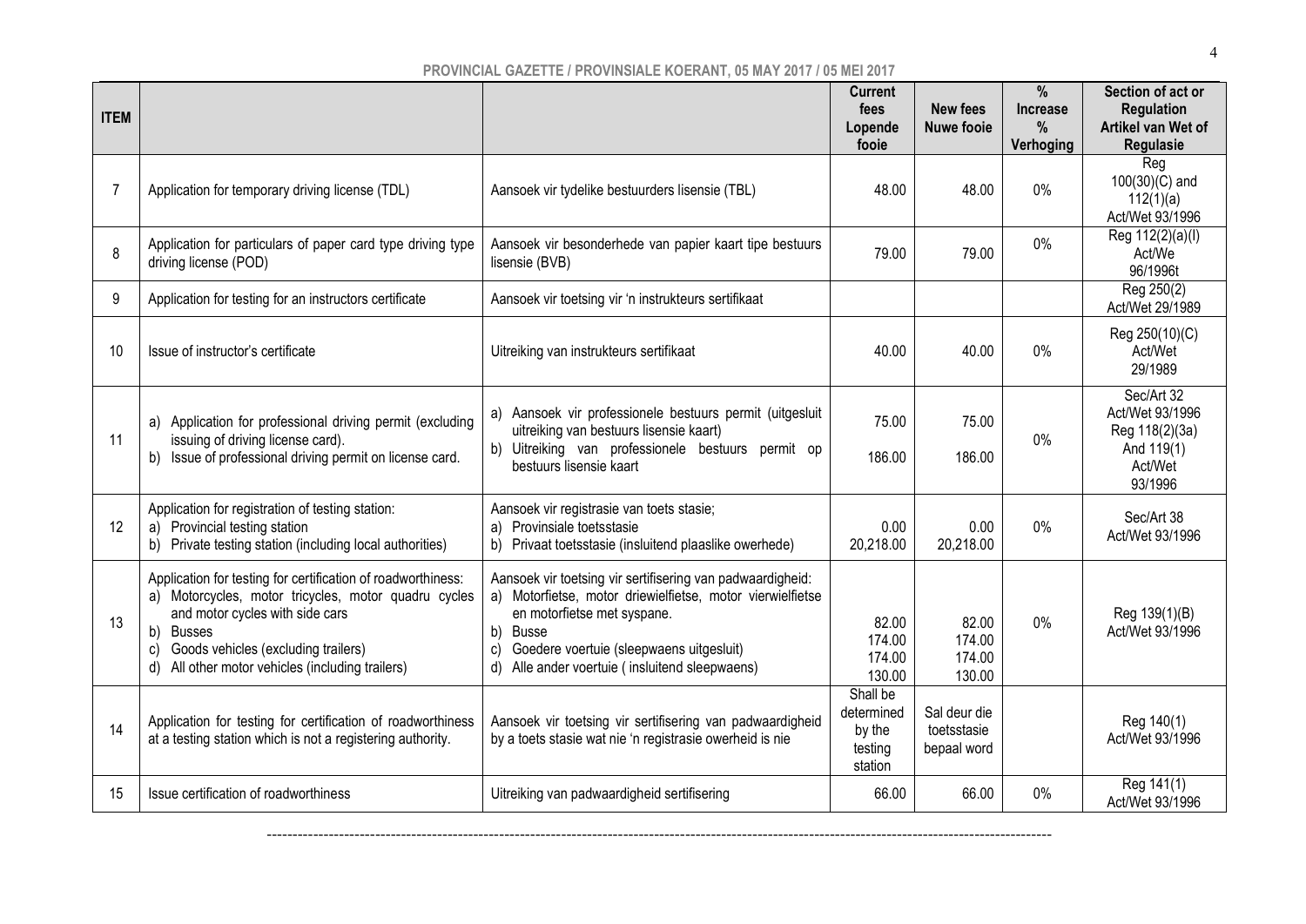**PROVINCIAL GAZETTE / PROVINSIALE KOERANT, 05 MAY 2017 / 05 MEI 2017**

| ITEM | | | Current fees Lopende fooie | New fees Nuwe fooie | % Increase % Verhoging | Section of act or Regulation Artikel van Wet of Regulasie |
|---|---|---|---|---|---|---|
| 7 | Application for temporary driving license (TDL) | Aansoek vir tydelike bestuurders lisensie (TBL) | 48.00 | 48.00 | 0% | Reg 100(30)(C) and 112(1)(a) Act/Wet 93/1996 |
| 8 | Application for particulars of paper card type driving license (POD) | Aansoek vir besonderhede van papier kaart tipe bestuurs lisensie (BVB) | 79.00 | 79.00 | 0% | Reg 112(2)(a)(I) Act/We 96/1996t |
| 9 | Application for testing for an instructors certificate | Aansoek vir toetsing vir 'n instrukteurs sertifikaat | | | | Reg 250(2) Act/Wet 29/1989 |
| 10 | Issue of instructor's certificate | Uitreiking van instrukteurs sertifikaat | 40.00 | 40.00 | 0% | Reg 250(10)(C) Act/Wet 29/1989 |
| 11 | a) Application for professional driving permit (excluding issuing of driving license card).<br>b) Issue of professional driving permit on license card. | a) Aansoek vir professionele bestuurs permit (uitgesluit uitreiking van bestuurs lisensie kaart)<br>b) Uitreiking van professionele bestuurs permit op bestuurs lisensie kaart | 75.00<br><br>186.00 | 75.00<br><br>186.00 | 0% | Sec/Art 32 Act/Wet 93/1996 Reg 118(2)(3a) And 119(1) Act/Wet 93/1996 |
| 12 | Application for registration of testing station:<br>a) Provincial testing station<br>b) Private testing station (including local authorities) | Aansoek vir registrasie van toets stasie;<br>a) Provinsiale toetsstasie<br>b) Privaat toetsstasie (insluitend plaaslike owerhede) | 0.00<br>20,218.00 | 0.00<br>20,218.00 | 0% | Sec/Art 38 Act/Wet 93/1996 |
| 13 | Application for testing for certification of roadworthiness:<br>a) Motorcycles, motor tricycles, motor quadru cycles and motor cycles with side cars<br>b) Busses<br>c) Goods vehicles (excluding trailers)<br>d) All other motor vehicles (including trailers) | Aansoek vir toetsing vir sertifisering van padwaardigheid:<br>a) Motorfietse, motor driewielfietse, motor vierwielfietse en motorfietse met syspane.<br>b) Busse<br>c) Goedere voertuie (sleepwaens uitgesluit)<br>d) Alle ander voertuie ( insluitend sleepwaens) | 82.00<br>174.00<br>174.00<br>130.00 | 82.00<br>174.00<br>174.00<br>130.00 | 0% | Reg 139(1)(B) Act/Wet 93/1996 |
| 14 | Application for testing for certification of roadworthiness at a testing station which is not a registering authority. | Aansoek vir toetsing vir sertifisering van padwaardigheid by a toets stasie wat nie 'n registrasie owerheid is nie | Shall be determined by the testing station | Sal deur die toetsstasie bepaal word | | Reg 140(1) Act/Wet 93/1996 |
| 15 | Issue certification of roadworthiness | Uitreiking van padwaardigheid sertifisering | 66.00 | 66.00 | 0% | Reg 141(1) Act/Wet 93/1996 |

---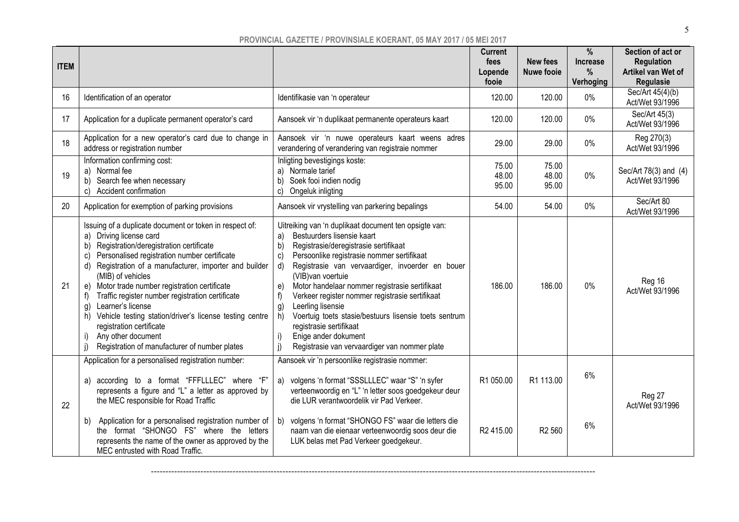| ITEM | | | Current fees Lopende fooie | New fees Nuwe fooie | % Increase % Verhoging | Section of act or Regulation Artikel van Wet of Regulasie |
|---|---|---|---|---|---|---|
| 16 | Identification of an operator | Identifikasie van 'n operateur | 120.00 | 120.00 | 0% | Sec/Art 45(4)(b) Act/Wet 93/1996 |
| 17 | Application for a duplicate permanent operator's card | Aansoek vir 'n duplikaat permanente operateurs kaart | 120.00 | 120.00 | 0% | Sec/Art 45(3) Act/Wet 93/1996 |
| 18 | Application for a new operator's card due to change in address or registration number | Aansoek vir 'n nuwe operateurs kaart weens adres verandering of verandering van registraie nommer | 29.00 | 29.00 | 0% | Reg 270(3) Act/Wet 93/1996 |
| 19 | Information confirming cost:<br>a) Normal fee<br>b) Search fee when necessary<br>c) Accident confirmation | Inligting bevestigings koste:<br>a) Normale tarief<br>b) Soek fooi indien nodig<br>c) Ongeluk inligting | 75.00<br>48.00<br>95.00 | 75.00<br>48.00<br>95.00 | 0% | Sec/Art 78(3) and (4) Act/Wet 93/1996 |
| 20 | Application for exemption of parking provisions | Aansoek vir vrystelling van parkering bepalings | 54.00 | 54.00 | 0% | Sec/Art 80 Act/Wet 93/1996 |
| 21 | Issuing of a duplicate document or token in respect of:<br>a) Driving license card<br>b) Registration/deregistration certificate<br>c) Personalised registration number certificate<br>d) Registration of a manufacturer, importer and builder (MIB) of vehicles<br>e) Motor trade number registration certificate<br>f) Traffic register number registration certificate<br>g) Learner's license<br>h) Vehicle testing station/driver's license testing centre registration certificate<br>i) Any other document<br>j) Registration of manufacturer of number plates | Uitreiking van 'n duplikaat document ten opsigte van:<br>a) Bestuurders lisensie kaart<br>b) Registrasie/deregistrasie sertifikaat<br>c) Persoonlike registrasie nommer sertifikaat<br>d) Registrasie van vervaardiger, invoerder en bouer (VIB)van voertuie<br>e) Motor handelaar nommer registrasie sertifikaat<br>f) Verkeer register nommer registrasie sertifikaat<br>g) Leerling lisensie<br>h) Voertuig toets stasie/bestuurs lisensie toets sentrum registrasie sertifikaat<br>i) Enige ander dokument<br>j) Registrasie van vervaardiger van nommer plate | 186.00 | 186.00 | 0% | Reg 16 Act/Wet 93/1996 |
| 22 | Application for a personalised registration number:<br>a) according to a format "FFFLLLEC" where "F" represents a figure and "L" a letter as approved by the MEC responsible for Road Traffic<br>b) Application for a personalised registration number of the format "SHONGO FS" where the letters represents the name of the owner as approved by the MEC entrusted with Road Traffic. | Aansoek vir 'n persoonlike registrasie nommer:<br>a) volgens 'n format "SSSLLLEC" waar "S" 'n syfer verteenwoordig en "L" 'n letter soos goedgekeur deur die LUR verantwoordelik vir Pad Verkeer.<br>b) volgens 'n format "SHONGO FS" waar die letters die naam van die eienaar verteenwoordig soos deur die LUK belas met Pad Verkeer goedgekeur. | R1 050.00<br><br>R2 415.00 | R1 113.00<br><br>R2 560 | 6%<br><br>6% | Reg 27 Act/Wet 93/1996 |

---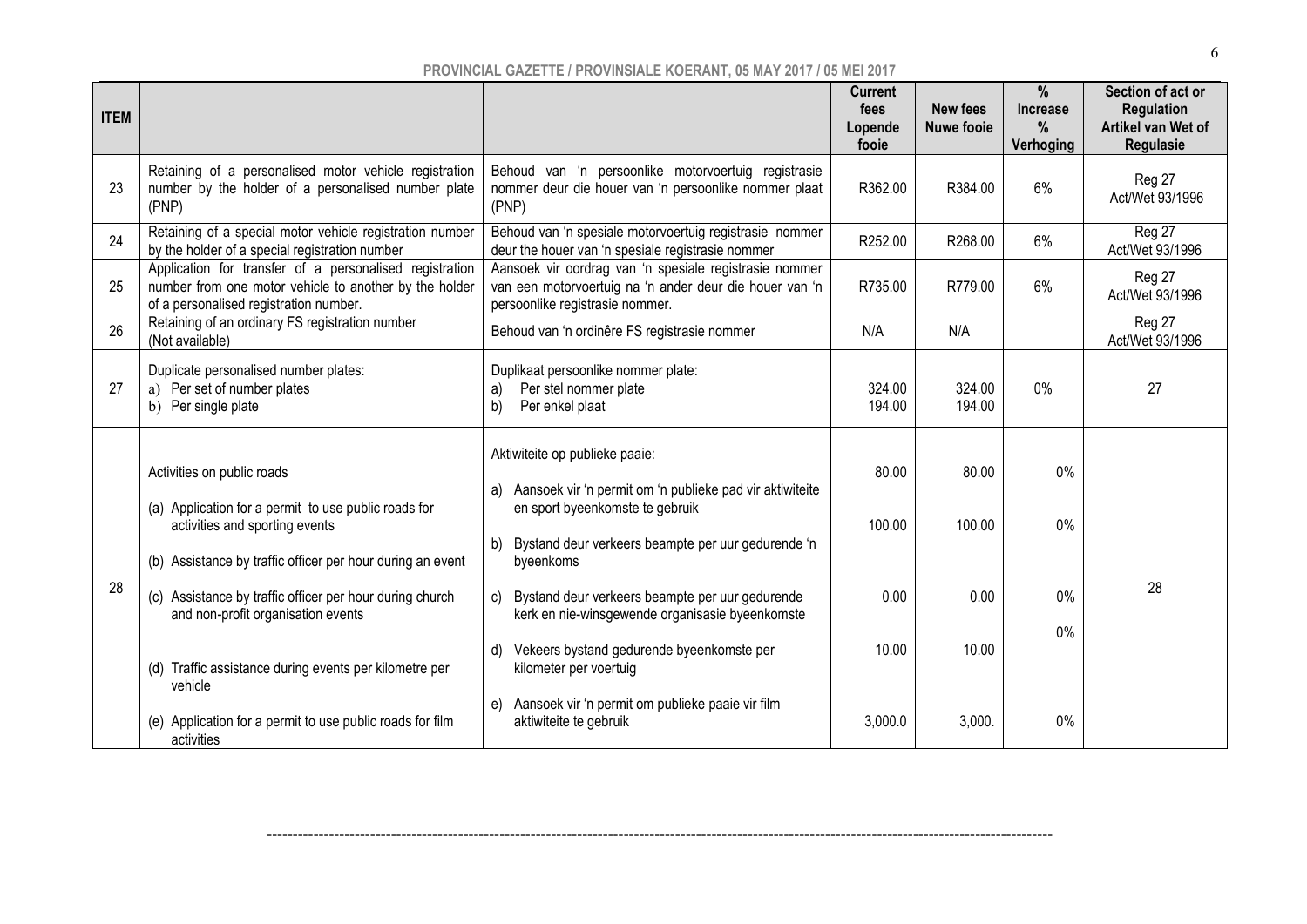| ITEM | | | Current fees Lopende fooie | New fees Nuwe fooie | % Increase % Verhoging | Section of act or Regulation Artikel van Wet of Regulasie |
|---|---|---|---|---|---|---|
| 23 | Retaining of a personalised motor vehicle registration number by the holder of a personalised number plate (PNP) | Behoud van 'n persoonlike motorvoertuig registrasie nommer deur die houer van 'n persoonlike nommer plaat (PNP) | R362.00 | R384.00 | 6% | Reg 27 Act/Wet 93/1996 |
| 24 | Retaining of a special motor vehicle registration number by the holder of a special registration number | Behoud van 'n spesiale motorvoertuig registrasie nommer deur die houer van 'n spesiale registrasie nommer | R252.00 | R268.00 | 6% | Reg 27 Act/Wet 93/1996 |
| 25 | Application for transfer of a personalised registration number from one motor vehicle to another by the holder of a personalised registration number. | Aansoek vir oordrag van 'n spesiale registrasie nommer van een motorvoertuig na 'n ander deur die houer van 'n persoonlike registrasie nommer. | R735.00 | R779.00 | 6% | Reg 27 Act/Wet 93/1996 |
| 26 | Retaining of an ordinary FS registration number (Not available) | Behoud van 'n ordinêre FS registrasie nommer | N/A | N/A | | Reg 27 Act/Wet 93/1996 |
| 27 | Duplicate personalised number plates:<br>a) Per set of number plates<br>b) Per single plate | Duplikaat persoonlike nommer plate:<br>a) Per stel nommer plate<br>b) Per enkel plaat | 324.00<br>194.00 | 324.00<br>194.00 | 0% | 27 |
| 28 | Activities on public roads<br>(a) Application for a permit to use public roads for activities and sporting events<br>(b) Assistance by traffic officer per hour during an event<br>(c) Assistance by traffic officer per hour during church and non-profit organisation events<br>(d) Traffic assistance during events per kilometre per vehicle<br>(e) Application for a permit to use public roads for film activities | Aktiwiteite op publieke paaie:<br>a) Aansoek vir 'n permit om 'n publieke pad vir aktiwiteite en sport byeenkomste te gebruik<br>b) Bystand deur verkeers beampte per uur gedurende 'n byeenkoms<br>c) Bystand deur verkeers beampte per uur gedurende kerk en nie-winsgewende organisasie byeenkomste<br>d) Vekeers bystand gedurende byeenkomste per kilometer per voertuig<br>e) Aansoek vir 'n permit om publieke paaie vir film aktiwiteite te gebruik | 80.00<br>100.00<br>0.00<br>10.00<br>3,000.0 | 80.00<br>100.00<br>0.00<br>10.00<br>3,000. | 0%<br>0%<br>0%<br>0%<br>0% | 28 |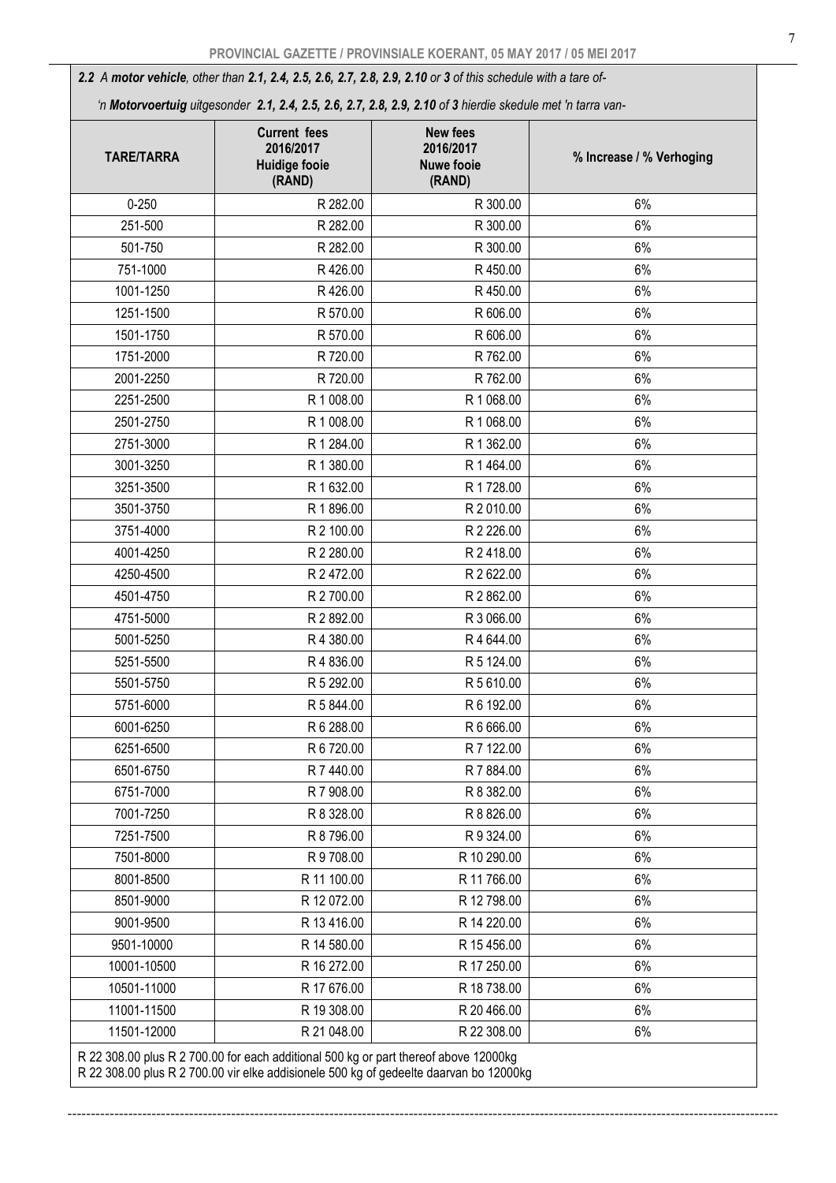***2.2** A **motor vehicle**, other than **2.1, 2.4, 2.5, 2.6, 2.7, 2.8, 2.9, 2.10** or **3** of this schedule with a tare of-*

*'n **Motorvoertuig** uitgesonder **2.1, 2.4, 2.5, 2.6, 2.7, 2.8, 2.9, 2.10** of **3** hierdie skedule met 'n tarra van-*

| TARE/TARRA | Current fees 2016/2017 Huidige fooie (RAND) | New fees 2016/2017 Nuwe fooie (RAND) | % Increase / % Verhoging |
|---|---|---|---|
| 0-250 | R 282.00 | R 300.00 | 6% |
| 251-500 | R 282.00 | R 300.00 | 6% |
| 501-750 | R 282.00 | R 300.00 | 6% |
| 751-1000 | R 426.00 | R 450.00 | 6% |
| 1001-1250 | R 426.00 | R 450.00 | 6% |
| 1251-1500 | R 570.00 | R 606.00 | 6% |
| 1501-1750 | R 570.00 | R 606.00 | 6% |
| 1751-2000 | R 720.00 | R 762.00 | 6% |
| 2001-2250 | R 720.00 | R 762.00 | 6% |
| 2251-2500 | R 1 008.00 | R 1 068.00 | 6% |
| 2501-2750 | R 1 008.00 | R 1 068.00 | 6% |
| 2751-3000 | R 1 284.00 | R 1 362.00 | 6% |
| 3001-3250 | R 1 380.00 | R 1 464.00 | 6% |
| 3251-3500 | R 1 632.00 | R 1 728.00 | 6% |
| 3501-3750 | R 1 896.00 | R 2 010.00 | 6% |
| 3751-4000 | R 2 100.00 | R 2 226.00 | 6% |
| 4001-4250 | R 2 280.00 | R 2 418.00 | 6% |
| 4250-4500 | R 2 472.00 | R 2 622.00 | 6% |
| 4501-4750 | R 2 700.00 | R 2 862.00 | 6% |
| 4751-5000 | R 2 892.00 | R 3 066.00 | 6% |
| 5001-5250 | R 4 380.00 | R 4 644.00 | 6% |
| 5251-5500 | R 4 836.00 | R 5 124.00 | 6% |
| 5501-5750 | R 5 292.00 | R 5 610.00 | 6% |
| 5751-6000 | R 5 844.00 | R 6 192.00 | 6% |
| 6001-6250 | R 6 288.00 | R 6 666.00 | 6% |
| 6251-6500 | R 6 720.00 | R 7 122.00 | 6% |
| 6501-6750 | R 7 440.00 | R 7 884.00 | 6% |
| 6751-7000 | R 7 908.00 | R 8 382.00 | 6% |
| 7001-7250 | R 8 328.00 | R 8 826.00 | 6% |
| 7251-7500 | R 8 796.00 | R 9 324.00 | 6% |
| 7501-8000 | R 9 708.00 | R 10 290.00 | 6% |
| 8001-8500 | R 11 100.00 | R 11 766.00 | 6% |
| 8501-9000 | R 12 072.00 | R 12 798.00 | 6% |
| 9001-9500 | R 13 416.00 | R 14 220.00 | 6% |
| 9501-10000 | R 14 580.00 | R 15 456.00 | 6% |
| 10001-10500 | R 16 272.00 | R 17 250.00 | 6% |
| 10501-11000 | R 17 676.00 | R 18 738.00 | 6% |
| 11001-11500 | R 19 308.00 | R 20 466.00 | 6% |
| 11501-12000 | R 21 048.00 | R 22 308.00 | 6% |

R 22 308.00 plus R 2 700.00 for each additional 500 kg or part thereof above 12000kg
R 22 308.00 plus R 2 700.00 vir elke addisionele 500 kg of gedeelte daarvan bo 12000kg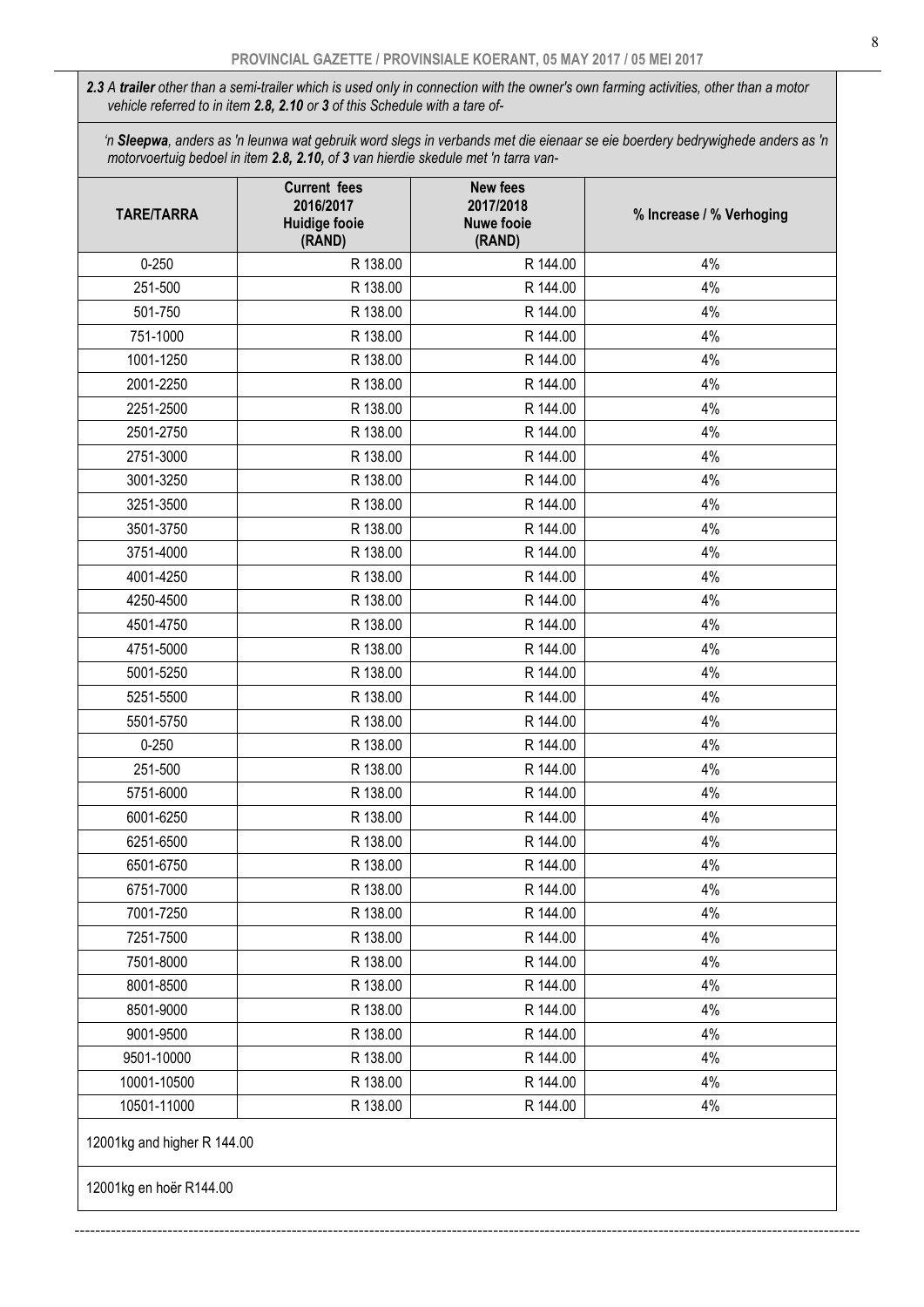***2.3** A **trailer** other than a semi-trailer which is used only in connection with the owner's own farming activities, other than a motor vehicle referred to in item **2.8, 2.10** or **3** of this Schedule with a tare of-*

*'n **Sleepwa**, anders as 'n leunwa wat gebruik word slegs in verbands met die eienaar se eie boerdery bedrywighede anders as 'n motorvoertuig bedoel in item **2.8, 2.10,** of **3** van hierdie skedule met 'n tarra van-*

| TARE/TARRA | Current fees 2016/2017 Huidige fooie (RAND) | New fees 2017/2018 Nuwe fooie (RAND) | % Increase / % Verhoging |
|---|---|---|---|
| 0-250 | R 138.00 | R 144.00 | 4% |
| 251-500 | R 138.00 | R 144.00 | 4% |
| 501-750 | R 138.00 | R 144.00 | 4% |
| 751-1000 | R 138.00 | R 144.00 | 4% |
| 1001-1250 | R 138.00 | R 144.00 | 4% |
| 2001-2250 | R 138.00 | R 144.00 | 4% |
| 2251-2500 | R 138.00 | R 144.00 | 4% |
| 2501-2750 | R 138.00 | R 144.00 | 4% |
| 2751-3000 | R 138.00 | R 144.00 | 4% |
| 3001-3250 | R 138.00 | R 144.00 | 4% |
| 3251-3500 | R 138.00 | R 144.00 | 4% |
| 3501-3750 | R 138.00 | R 144.00 | 4% |
| 3751-4000 | R 138.00 | R 144.00 | 4% |
| 4001-4250 | R 138.00 | R 144.00 | 4% |
| 4250-4500 | R 138.00 | R 144.00 | 4% |
| 4501-4750 | R 138.00 | R 144.00 | 4% |
| 4751-5000 | R 138.00 | R 144.00 | 4% |
| 5001-5250 | R 138.00 | R 144.00 | 4% |
| 5251-5500 | R 138.00 | R 144.00 | 4% |
| 5501-5750 | R 138.00 | R 144.00 | 4% |
| 0-250 | R 138.00 | R 144.00 | 4% |
| 251-500 | R 138.00 | R 144.00 | 4% |
| 5751-6000 | R 138.00 | R 144.00 | 4% |
| 6001-6250 | R 138.00 | R 144.00 | 4% |
| 6251-6500 | R 138.00 | R 144.00 | 4% |
| 6501-6750 | R 138.00 | R 144.00 | 4% |
| 6751-7000 | R 138.00 | R 144.00 | 4% |
| 7001-7250 | R 138.00 | R 144.00 | 4% |
| 7251-7500 | R 138.00 | R 144.00 | 4% |
| 7501-8000 | R 138.00 | R 144.00 | 4% |
| 8001-8500 | R 138.00 | R 144.00 | 4% |
| 8501-9000 | R 138.00 | R 144.00 | 4% |
| 9001-9500 | R 138.00 | R 144.00 | 4% |
| 9501-10000 | R 138.00 | R 144.00 | 4% |
| 10001-10500 | R 138.00 | R 144.00 | 4% |
| 10501-11000 | R 138.00 | R 144.00 | 4% |

12001kg and higher R 144.00

12001kg en hoër R144.00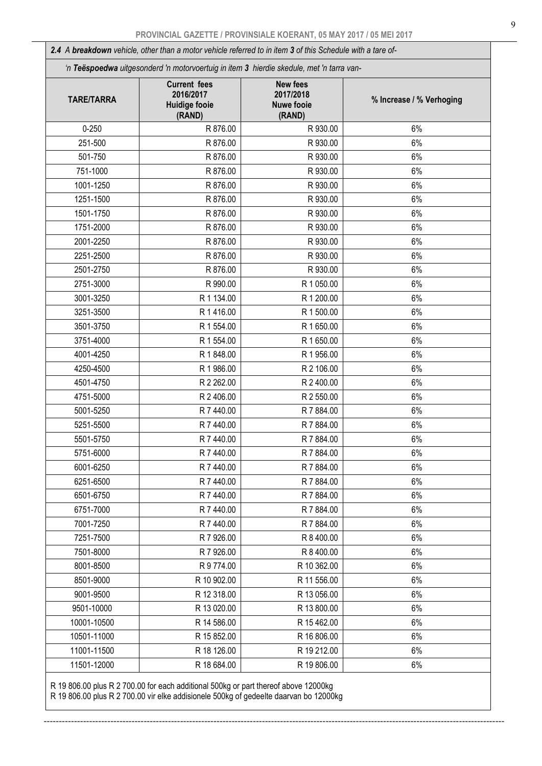***2.4** A **breakdown** vehicle, other than a motor vehicle referred to in item **3** of this Schedule with a tare of-*

*'n **Teëspoedwa** uitgesonderd 'n motorvoertuig in item **3** hierdie skedule, met 'n tarra van-*

| TARE/TARRA | Current fees 2016/2017 Huidige fooie (RAND) | New fees 2017/2018 Nuwe fooie (RAND) | % Increase / % Verhoging |
|---|---|---|---|
| 0-250 | R 876.00 | R 930.00 | 6% |
| 251-500 | R 876.00 | R 930.00 | 6% |
| 501-750 | R 876.00 | R 930.00 | 6% |
| 751-1000 | R 876.00 | R 930.00 | 6% |
| 1001-1250 | R 876.00 | R 930.00 | 6% |
| 1251-1500 | R 876.00 | R 930.00 | 6% |
| 1501-1750 | R 876.00 | R 930.00 | 6% |
| 1751-2000 | R 876.00 | R 930.00 | 6% |
| 2001-2250 | R 876.00 | R 930.00 | 6% |
| 2251-2500 | R 876.00 | R 930.00 | 6% |
| 2501-2750 | R 876.00 | R 930.00 | 6% |
| 2751-3000 | R 990.00 | R 1 050.00 | 6% |
| 3001-3250 | R 1 134.00 | R 1 200.00 | 6% |
| 3251-3500 | R 1 416.00 | R 1 500.00 | 6% |
| 3501-3750 | R 1 554.00 | R 1 650.00 | 6% |
| 3751-4000 | R 1 554.00 | R 1 650.00 | 6% |
| 4001-4250 | R 1 848.00 | R 1 956.00 | 6% |
| 4250-4500 | R 1 986.00 | R 2 106.00 | 6% |
| 4501-4750 | R 2 262.00 | R 2 400.00 | 6% |
| 4751-5000 | R 2 406.00 | R 2 550.00 | 6% |
| 5001-5250 | R 7 440.00 | R 7 884.00 | 6% |
| 5251-5500 | R 7 440.00 | R 7 884.00 | 6% |
| 5501-5750 | R 7 440.00 | R 7 884.00 | 6% |
| 5751-6000 | R 7 440.00 | R 7 884.00 | 6% |
| 6001-6250 | R 7 440.00 | R 7 884.00 | 6% |
| 6251-6500 | R 7 440.00 | R 7 884.00 | 6% |
| 6501-6750 | R 7 440.00 | R 7 884.00 | 6% |
| 6751-7000 | R 7 440.00 | R 7 884.00 | 6% |
| 7001-7250 | R 7 440.00 | R 7 884.00 | 6% |
| 7251-7500 | R 7 926.00 | R 8 400.00 | 6% |
| 7501-8000 | R 7 926.00 | R 8 400.00 | 6% |
| 8001-8500 | R 9 774.00 | R 10 362.00 | 6% |
| 8501-9000 | R 10 902.00 | R 11 556.00 | 6% |
| 9001-9500 | R 12 318.00 | R 13 056.00 | 6% |
| 9501-10000 | R 13 020.00 | R 13 800.00 | 6% |
| 10001-10500 | R 14 586.00 | R 15 462.00 | 6% |
| 10501-11000 | R 15 852.00 | R 16 806.00 | 6% |
| 11001-11500 | R 18 126.00 | R 19 212.00 | 6% |
| 11501-12000 | R 18 684.00 | R 19 806.00 | 6% |

R 19 806.00 plus R 2 700.00 for each additional 500kg or part thereof above 12000kg
R 19 806.00 plus R 2 700.00 vir elke addisionele 500kg of gedeelte daarvan bo 12000kg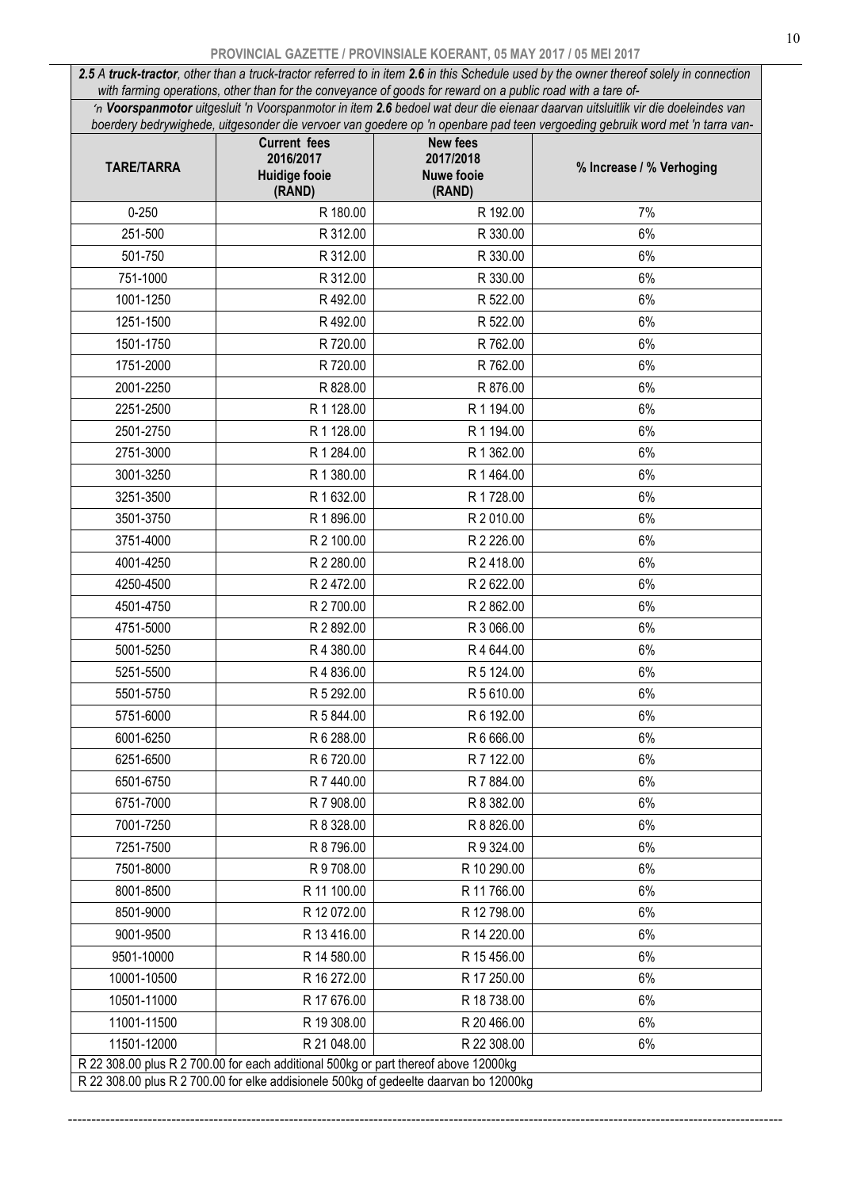***2.5** A **truck-tractor**, other than a truck-tractor referred to in item **2.6** in this Schedule used by the owner thereof solely in connection with farming operations, other than for the conveyance of goods for reward on a public road with a tare of-*

*'n **Voorspanmotor** uitgesluit 'n Voorspanmotor in item **2.6** bedoel wat deur die eienaar daarvan uitsluitlik vir die doeleindes van boerdery bedrywighede, uitgesonder die vervoer van goedere op 'n openbare pad teen vergoeding gebruik word met 'n tarra van-*

| TARE/TARRA | Current fees 2016/2017 Huidige fooie (RAND) | New fees 2017/2018 Nuwe fooie (RAND) | % Increase / % Verhoging |
|---|---|---|---|
| 0-250 | R 180.00 | R 192.00 | 7% |
| 251-500 | R 312.00 | R 330.00 | 6% |
| 501-750 | R 312.00 | R 330.00 | 6% |
| 751-1000 | R 312.00 | R 330.00 | 6% |
| 1001-1250 | R 492.00 | R 522.00 | 6% |
| 1251-1500 | R 492.00 | R 522.00 | 6% |
| 1501-1750 | R 720.00 | R 762.00 | 6% |
| 1751-2000 | R 720.00 | R 762.00 | 6% |
| 2001-2250 | R 828.00 | R 876.00 | 6% |
| 2251-2500 | R 1 128.00 | R 1 194.00 | 6% |
| 2501-2750 | R 1 128.00 | R 1 194.00 | 6% |
| 2751-3000 | R 1 284.00 | R 1 362.00 | 6% |
| 3001-3250 | R 1 380.00 | R 1 464.00 | 6% |
| 3251-3500 | R 1 632.00 | R 1 728.00 | 6% |
| 3501-3750 | R 1 896.00 | R 2 010.00 | 6% |
| 3751-4000 | R 2 100.00 | R 2 226.00 | 6% |
| 4001-4250 | R 2 280.00 | R 2 418.00 | 6% |
| 4250-4500 | R 2 472.00 | R 2 622.00 | 6% |
| 4501-4750 | R 2 700.00 | R 2 862.00 | 6% |
| 4751-5000 | R 2 892.00 | R 3 066.00 | 6% |
| 5001-5250 | R 4 380.00 | R 4 644.00 | 6% |
| 5251-5500 | R 4 836.00 | R 5 124.00 | 6% |
| 5501-5750 | R 5 292.00 | R 5 610.00 | 6% |
| 5751-6000 | R 5 844.00 | R 6 192.00 | 6% |
| 6001-6250 | R 6 288.00 | R 6 666.00 | 6% |
| 6251-6500 | R 6 720.00 | R 7 122.00 | 6% |
| 6501-6750 | R 7 440.00 | R 7 884.00 | 6% |
| 6751-7000 | R 7 908.00 | R 8 382.00 | 6% |
| 7001-7250 | R 8 328.00 | R 8 826.00 | 6% |
| 7251-7500 | R 8 796.00 | R 9 324.00 | 6% |
| 7501-8000 | R 9 708.00 | R 10 290.00 | 6% |
| 8001-8500 | R 11 100.00 | R 11 766.00 | 6% |
| 8501-9000 | R 12 072.00 | R 12 798.00 | 6% |
| 9001-9500 | R 13 416.00 | R 14 220.00 | 6% |
| 9501-10000 | R 14 580.00 | R 15 456.00 | 6% |
| 10001-10500 | R 16 272.00 | R 17 250.00 | 6% |
| 10501-11000 | R 17 676.00 | R 18 738.00 | 6% |
| 11001-11500 | R 19 308.00 | R 20 466.00 | 6% |
| 11501-12000 | R 21 048.00 | R 22 308.00 | 6% |
| R 22 308.00 plus R 2 700.00 for each additional 500kg or part thereof above 12000kg | | | |
| R 22 308.00 plus R 2 700.00 for elke addisionele 500kg of gedeelte daarvan bo 12000kg | | | |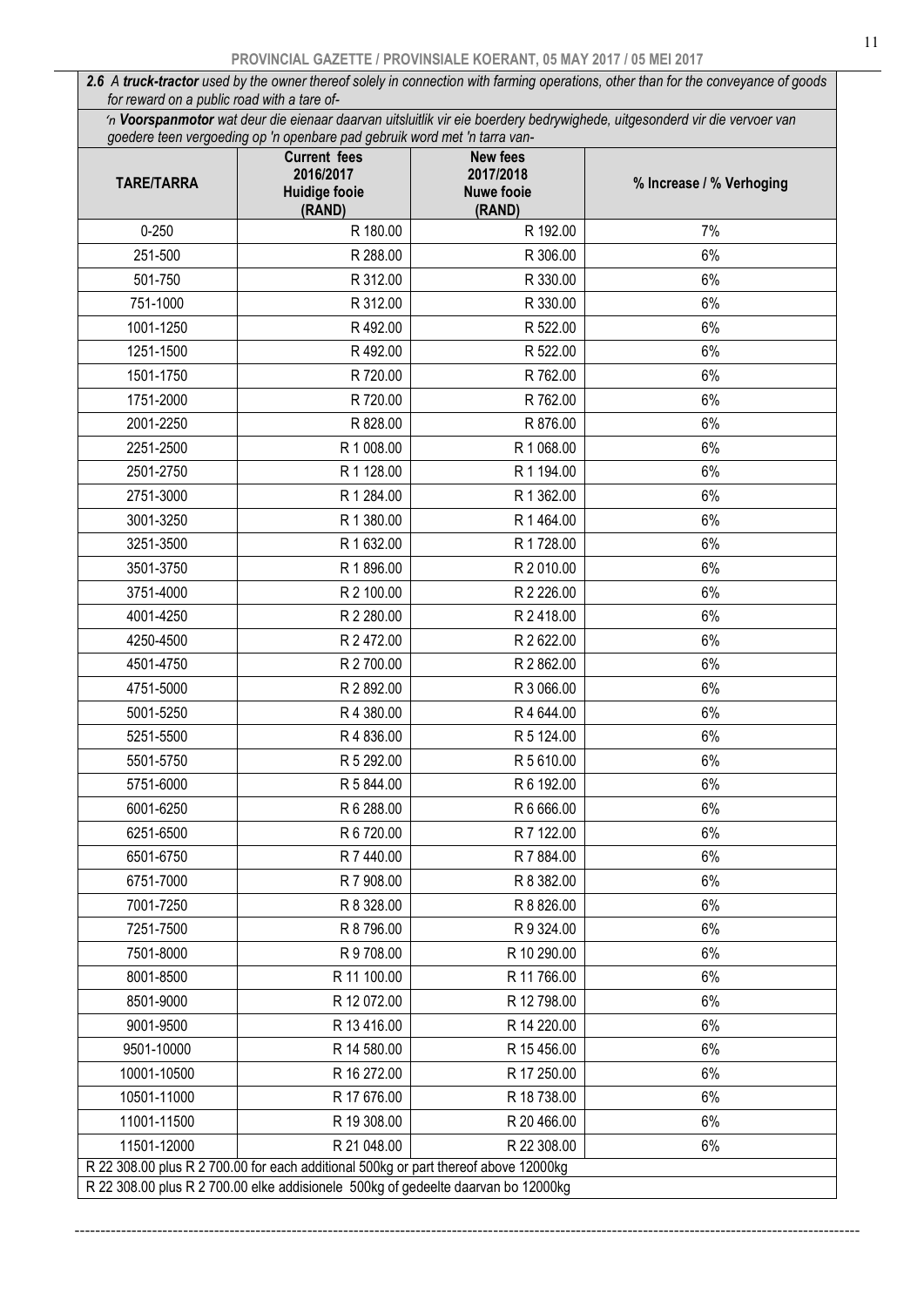***2.6** A **truck-tractor** used by the owner thereof solely in connection with farming operations, other than for the conveyance of goods for reward on a public road with a tare of-*

*'n **Voorspanmotor** wat deur die eienaar daarvan uitsluitlik vir eie boerdery bedrywighede, uitgesonderd vir die vervoer van goedere teen vergoeding op 'n openbare pad gebruik word met 'n tarra van-*

| TARE/TARRA | Current fees 2016/2017 Huidige fooie (RAND) | New fees 2017/2018 Nuwe fooie (RAND) | % Increase / % Verhoging |
|---|---|---|---|
| 0-250 | R 180.00 | R 192.00 | 7% |
| 251-500 | R 288.00 | R 306.00 | 6% |
| 501-750 | R 312.00 | R 330.00 | 6% |
| 751-1000 | R 312.00 | R 330.00 | 6% |
| 1001-1250 | R 492.00 | R 522.00 | 6% |
| 1251-1500 | R 492.00 | R 522.00 | 6% |
| 1501-1750 | R 720.00 | R 762.00 | 6% |
| 1751-2000 | R 720.00 | R 762.00 | 6% |
| 2001-2250 | R 828.00 | R 876.00 | 6% |
| 2251-2500 | R 1 008.00 | R 1 068.00 | 6% |
| 2501-2750 | R 1 128.00 | R 1 194.00 | 6% |
| 2751-3000 | R 1 284.00 | R 1 362.00 | 6% |
| 3001-3250 | R 1 380.00 | R 1 464.00 | 6% |
| 3251-3500 | R 1 632.00 | R 1 728.00 | 6% |
| 3501-3750 | R 1 896.00 | R 2 010.00 | 6% |
| 3751-4000 | R 2 100.00 | R 2 226.00 | 6% |
| 4001-4250 | R 2 280.00 | R 2 418.00 | 6% |
| 4250-4500 | R 2 472.00 | R 2 622.00 | 6% |
| 4501-4750 | R 2 700.00 | R 2 862.00 | 6% |
| 4751-5000 | R 2 892.00 | R 3 066.00 | 6% |
| 5001-5250 | R 4 380.00 | R 4 644.00 | 6% |
| 5251-5500 | R 4 836.00 | R 5 124.00 | 6% |
| 5501-5750 | R 5 292.00 | R 5 610.00 | 6% |
| 5751-6000 | R 5 844.00 | R 6 192.00 | 6% |
| 6001-6250 | R 6 288.00 | R 6 666.00 | 6% |
| 6251-6500 | R 6 720.00 | R 7 122.00 | 6% |
| 6501-6750 | R 7 440.00 | R 7 884.00 | 6% |
| 6751-7000 | R 7 908.00 | R 8 382.00 | 6% |
| 7001-7250 | R 8 328.00 | R 8 826.00 | 6% |
| 7251-7500 | R 8 796.00 | R 9 324.00 | 6% |
| 7501-8000 | R 9 708.00 | R 10 290.00 | 6% |
| 8001-8500 | R 11 100.00 | R 11 766.00 | 6% |
| 8501-9000 | R 12 072.00 | R 12 798.00 | 6% |
| 9001-9500 | R 13 416.00 | R 14 220.00 | 6% |
| 9501-10000 | R 14 580.00 | R 15 456.00 | 6% |
| 10001-10500 | R 16 272.00 | R 17 250.00 | 6% |
| 10501-11000 | R 17 676.00 | R 18 738.00 | 6% |
| 11001-11500 | R 19 308.00 | R 20 466.00 | 6% |
| 11501-12000 | R 21 048.00 | R 22 308.00 | 6% |
| R 22 308.00 plus R 2 700.00 for each additional 500kg or part thereof above 12000kg | | | |
| R 22 308.00 plus R 2 700.00 elke addisionele 500kg of gedeelte daarvan bo 12000kg | | | |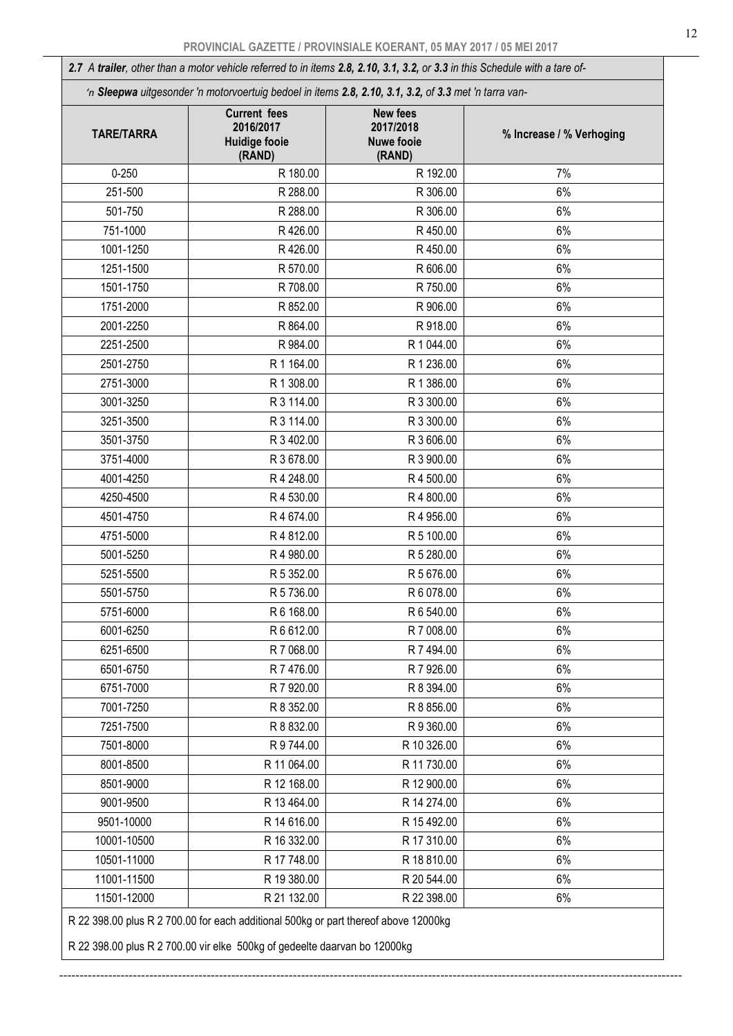***2.7** A **trailer**, other than a motor vehicle referred to in items **2.8, 2.10, 3.1, 3.2,** or **3.3** in this Schedule with a tare of-*

*'n **Sleepwa** uitgesonder 'n motorvoertuig bedoel in items **2.8, 2.10, 3.1, 3.2,** of **3.3** met 'n tarra van-*

| TARE/TARRA | Current fees 2016/2017 Huidige fooie (RAND) | New fees 2017/2018 Nuwe fooie (RAND) | % Increase / % Verhoging |
|---|---|---|---|
| 0-250 | R 180.00 | R 192.00 | 7% |
| 251-500 | R 288.00 | R 306.00 | 6% |
| 501-750 | R 288.00 | R 306.00 | 6% |
| 751-1000 | R 426.00 | R 450.00 | 6% |
| 1001-1250 | R 426.00 | R 450.00 | 6% |
| 1251-1500 | R 570.00 | R 606.00 | 6% |
| 1501-1750 | R 708.00 | R 750.00 | 6% |
| 1751-2000 | R 852.00 | R 906.00 | 6% |
| 2001-2250 | R 864.00 | R 918.00 | 6% |
| 2251-2500 | R 984.00 | R 1 044.00 | 6% |
| 2501-2750 | R 1 164.00 | R 1 236.00 | 6% |
| 2751-3000 | R 1 308.00 | R 1 386.00 | 6% |
| 3001-3250 | R 3 114.00 | R 3 300.00 | 6% |
| 3251-3500 | R 3 114.00 | R 3 300.00 | 6% |
| 3501-3750 | R 3 402.00 | R 3 606.00 | 6% |
| 3751-4000 | R 3 678.00 | R 3 900.00 | 6% |
| 4001-4250 | R 4 248.00 | R 4 500.00 | 6% |
| 4250-4500 | R 4 530.00 | R 4 800.00 | 6% |
| 4501-4750 | R 4 674.00 | R 4 956.00 | 6% |
| 4751-5000 | R 4 812.00 | R 5 100.00 | 6% |
| 5001-5250 | R 4 980.00 | R 5 280.00 | 6% |
| 5251-5500 | R 5 352.00 | R 5 676.00 | 6% |
| 5501-5750 | R 5 736.00 | R 6 078.00 | 6% |
| 5751-6000 | R 6 168.00 | R 6 540.00 | 6% |
| 6001-6250 | R 6 612.00 | R 7 008.00 | 6% |
| 6251-6500 | R 7 068.00 | R 7 494.00 | 6% |
| 6501-6750 | R 7 476.00 | R 7 926.00 | 6% |
| 6751-7000 | R 7 920.00 | R 8 394.00 | 6% |
| 7001-7250 | R 8 352.00 | R 8 856.00 | 6% |
| 7251-7500 | R 8 832.00 | R 9 360.00 | 6% |
| 7501-8000 | R 9 744.00 | R 10 326.00 | 6% |
| 8001-8500 | R 11 064.00 | R 11 730.00 | 6% |
| 8501-9000 | R 12 168.00 | R 12 900.00 | 6% |
| 9001-9500 | R 13 464.00 | R 14 274.00 | 6% |
| 9501-10000 | R 14 616.00 | R 15 492.00 | 6% |
| 10001-10500 | R 16 332.00 | R 17 310.00 | 6% |
| 10501-11000 | R 17 748.00 | R 18 810.00 | 6% |
| 11001-11500 | R 19 380.00 | R 20 544.00 | 6% |
| 11501-12000 | R 21 132.00 | R 22 398.00 | 6% |

R 22 398.00 plus R 2 700.00 for each additional 500kg or part thereof above 12000kg

R 22 398.00 plus R 2 700.00 vir elke 500kg of gedeelte daarvan bo 12000kg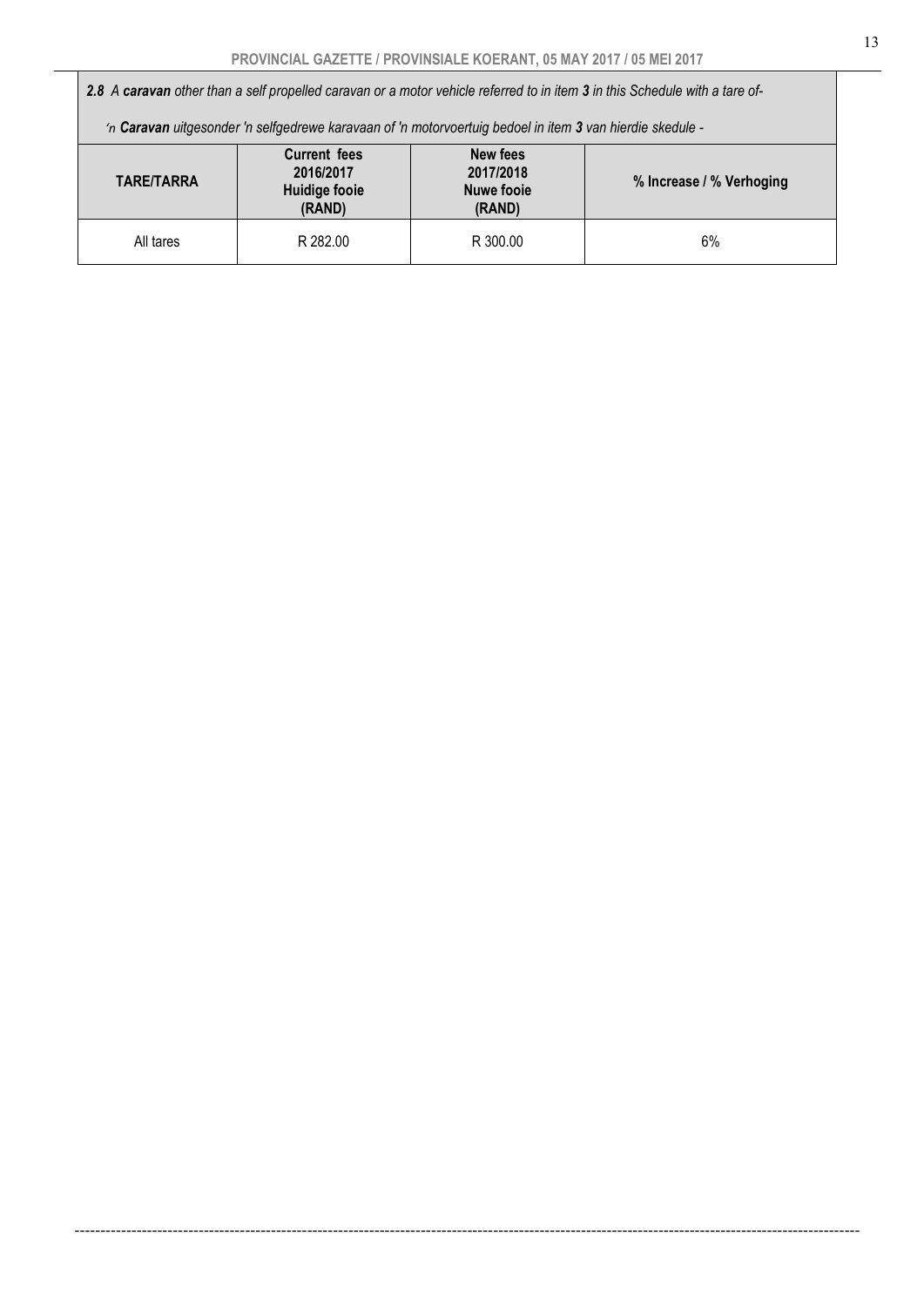***2.8*** *A* ***caravan*** *other than a self propelled caravan or a motor vehicle referred to in item* ***3*** *in this Schedule with a tare of-*

*'n* ***Caravan*** *uitgesonder 'n selfgedrewe karavaan of 'n motorvoertuig bedoel in item* ***3*** *van hierdie skedule -*

| **TARE/TARRA** | **Current fees 2016/2017 Huidige fooie (RAND)** | **New fees 2017/2018 Nuwe fooie (RAND)** | **% Increase / % Verhoging** |
|---|---|---|---|
| All tares | R 282.00 | R 300.00 | 6% |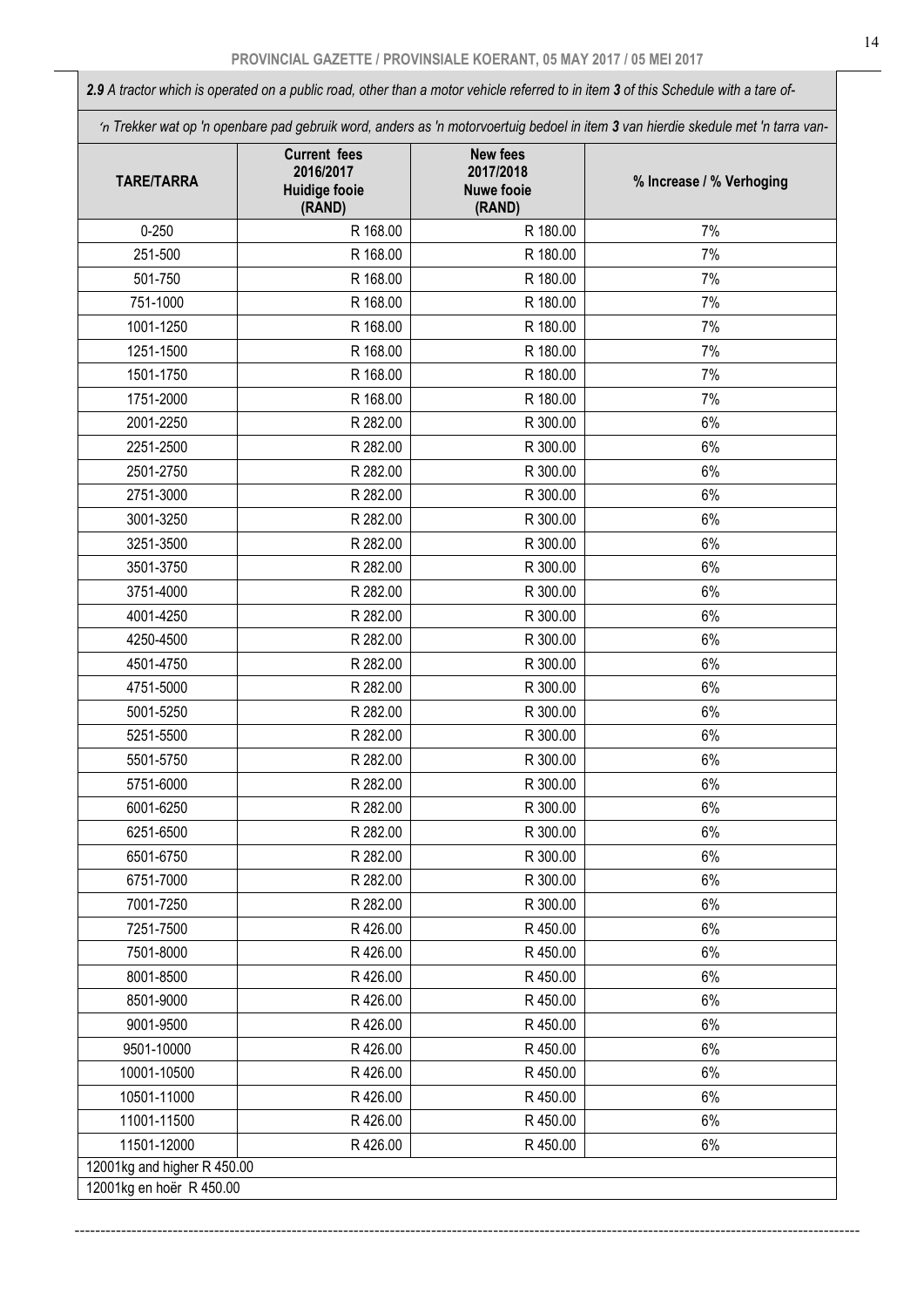***2.9** A tractor which is operated on a public road, other than a motor vehicle referred to in item **3** of this Schedule with a tare of-*

*'n Trekker wat op 'n openbare pad gebruik word, anders as 'n motorvoertuig bedoel in item **3** van hierdie skedule met 'n tarra van-*

| TARE/TARRA | Current fees 2016/2017 Huidige fooie (RAND) | New fees 2017/2018 Nuwe fooie (RAND) | % Increase / % Verhoging |
|---|---|---|---|
| 0-250 | R 168.00 | R 180.00 | 7% |
| 251-500 | R 168.00 | R 180.00 | 7% |
| 501-750 | R 168.00 | R 180.00 | 7% |
| 751-1000 | R 168.00 | R 180.00 | 7% |
| 1001-1250 | R 168.00 | R 180.00 | 7% |
| 1251-1500 | R 168.00 | R 180.00 | 7% |
| 1501-1750 | R 168.00 | R 180.00 | 7% |
| 1751-2000 | R 168.00 | R 180.00 | 7% |
| 2001-2250 | R 282.00 | R 300.00 | 6% |
| 2251-2500 | R 282.00 | R 300.00 | 6% |
| 2501-2750 | R 282.00 | R 300.00 | 6% |
| 2751-3000 | R 282.00 | R 300.00 | 6% |
| 3001-3250 | R 282.00 | R 300.00 | 6% |
| 3251-3500 | R 282.00 | R 300.00 | 6% |
| 3501-3750 | R 282.00 | R 300.00 | 6% |
| 3751-4000 | R 282.00 | R 300.00 | 6% |
| 4001-4250 | R 282.00 | R 300.00 | 6% |
| 4250-4500 | R 282.00 | R 300.00 | 6% |
| 4501-4750 | R 282.00 | R 300.00 | 6% |
| 4751-5000 | R 282.00 | R 300.00 | 6% |
| 5001-5250 | R 282.00 | R 300.00 | 6% |
| 5251-5500 | R 282.00 | R 300.00 | 6% |
| 5501-5750 | R 282.00 | R 300.00 | 6% |
| 5751-6000 | R 282.00 | R 300.00 | 6% |
| 6001-6250 | R 282.00 | R 300.00 | 6% |
| 6251-6500 | R 282.00 | R 300.00 | 6% |
| 6501-6750 | R 282.00 | R 300.00 | 6% |
| 6751-7000 | R 282.00 | R 300.00 | 6% |
| 7001-7250 | R 282.00 | R 300.00 | 6% |
| 7251-7500 | R 426.00 | R 450.00 | 6% |
| 7501-8000 | R 426.00 | R 450.00 | 6% |
| 8001-8500 | R 426.00 | R 450.00 | 6% |
| 8501-9000 | R 426.00 | R 450.00 | 6% |
| 9001-9500 | R 426.00 | R 450.00 | 6% |
| 9501-10000 | R 426.00 | R 450.00 | 6% |
| 10001-10500 | R 426.00 | R 450.00 | 6% |
| 10501-11000 | R 426.00 | R 450.00 | 6% |
| 11001-11500 | R 426.00 | R 450.00 | 6% |
| 11501-12000 | R 426.00 | R 450.00 | 6% |
| 12001kg and higher R 450.00 | | | |
| 12001kg en hoër R 450.00 | | | |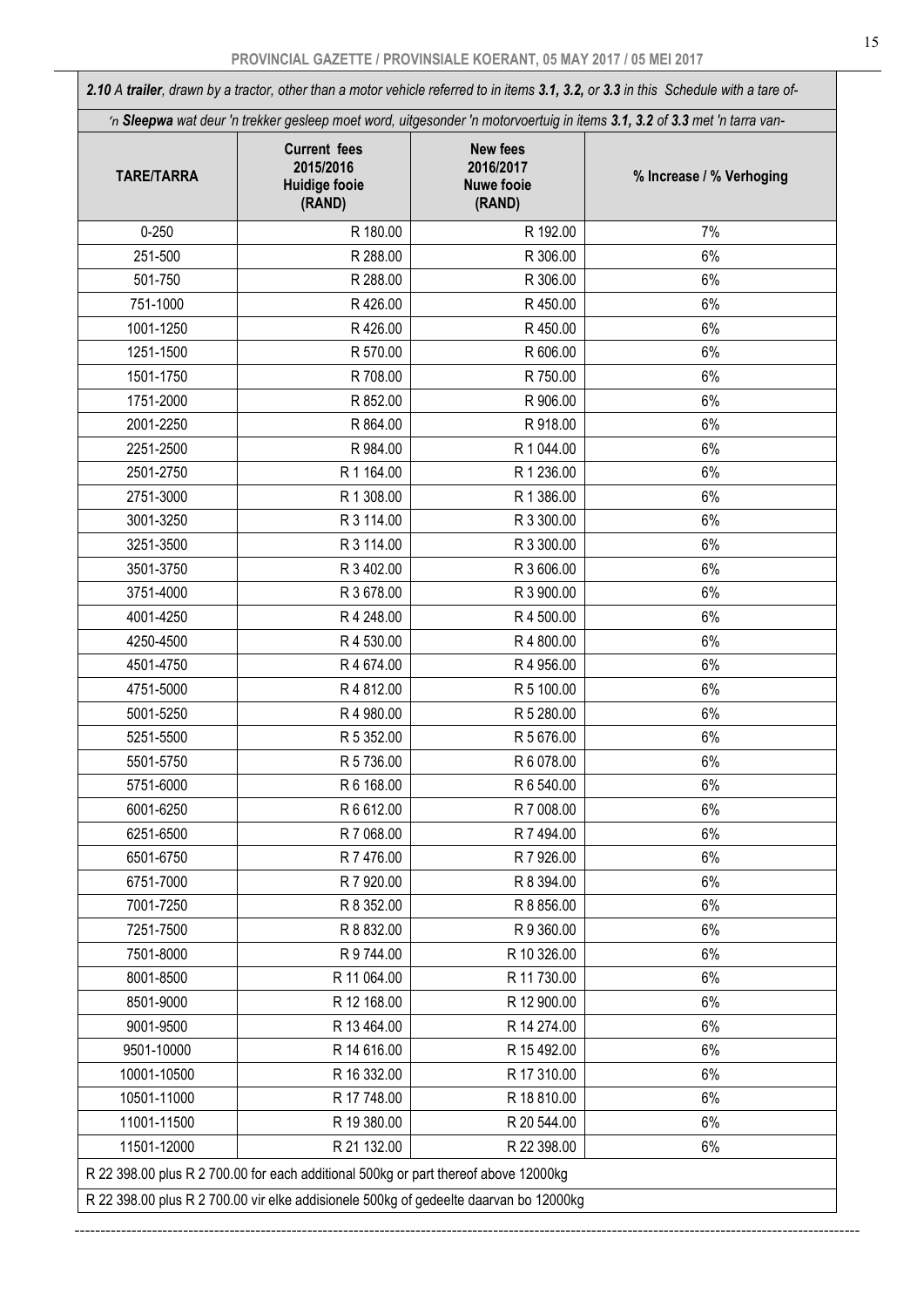***2.10** A **trailer**, drawn by a tractor, other than a motor vehicle referred to in items **3.1, 3.2,** or **3.3** in this Schedule with a tare of-*

*'n **Sleepwa** wat deur 'n trekker gesleep moet word, uitgesonder 'n motorvoertuig in items **3.1, 3.2** of **3.3** met 'n tarra van-*

| TARE/TARRA | Current fees 2015/2016 Huidige fooie (RAND) | New fees 2016/2017 Nuwe fooie (RAND) | % Increase / % Verhoging |
|---|---|---|---|
| 0-250 | R 180.00 | R 192.00 | 7% |
| 251-500 | R 288.00 | R 306.00 | 6% |
| 501-750 | R 288.00 | R 306.00 | 6% |
| 751-1000 | R 426.00 | R 450.00 | 6% |
| 1001-1250 | R 426.00 | R 450.00 | 6% |
| 1251-1500 | R 570.00 | R 606.00 | 6% |
| 1501-1750 | R 708.00 | R 750.00 | 6% |
| 1751-2000 | R 852.00 | R 906.00 | 6% |
| 2001-2250 | R 864.00 | R 918.00 | 6% |
| 2251-2500 | R 984.00 | R 1 044.00 | 6% |
| 2501-2750 | R 1 164.00 | R 1 236.00 | 6% |
| 2751-3000 | R 1 308.00 | R 1 386.00 | 6% |
| 3001-3250 | R 3 114.00 | R 3 300.00 | 6% |
| 3251-3500 | R 3 114.00 | R 3 300.00 | 6% |
| 3501-3750 | R 3 402.00 | R 3 606.00 | 6% |
| 3751-4000 | R 3 678.00 | R 3 900.00 | 6% |
| 4001-4250 | R 4 248.00 | R 4 500.00 | 6% |
| 4250-4500 | R 4 530.00 | R 4 800.00 | 6% |
| 4501-4750 | R 4 674.00 | R 4 956.00 | 6% |
| 4751-5000 | R 4 812.00 | R 5 100.00 | 6% |
| 5001-5250 | R 4 980.00 | R 5 280.00 | 6% |
| 5251-5500 | R 5 352.00 | R 5 676.00 | 6% |
| 5501-5750 | R 5 736.00 | R 6 078.00 | 6% |
| 5751-6000 | R 6 168.00 | R 6 540.00 | 6% |
| 6001-6250 | R 6 612.00 | R 7 008.00 | 6% |
| 6251-6500 | R 7 068.00 | R 7 494.00 | 6% |
| 6501-6750 | R 7 476.00 | R 7 926.00 | 6% |
| 6751-7000 | R 7 920.00 | R 8 394.00 | 6% |
| 7001-7250 | R 8 352.00 | R 8 856.00 | 6% |
| 7251-7500 | R 8 832.00 | R 9 360.00 | 6% |
| 7501-8000 | R 9 744.00 | R 10 326.00 | 6% |
| 8001-8500 | R 11 064.00 | R 11 730.00 | 6% |
| 8501-9000 | R 12 168.00 | R 12 900.00 | 6% |
| 9001-9500 | R 13 464.00 | R 14 274.00 | 6% |
| 9501-10000 | R 14 616.00 | R 15 492.00 | 6% |
| 10001-10500 | R 16 332.00 | R 17 310.00 | 6% |
| 10501-11000 | R 17 748.00 | R 18 810.00 | 6% |
| 11001-11500 | R 19 380.00 | R 20 544.00 | 6% |
| 11501-12000 | R 21 132.00 | R 22 398.00 | 6% |
| R 22 398.00 plus R 2 700.00 for each additional 500kg or part thereof above 12000kg | | | |
| R 22 398.00 plus R 2 700.00 vir elke addisionele 500kg of gedeelte daarvan bo 12000kg | | | |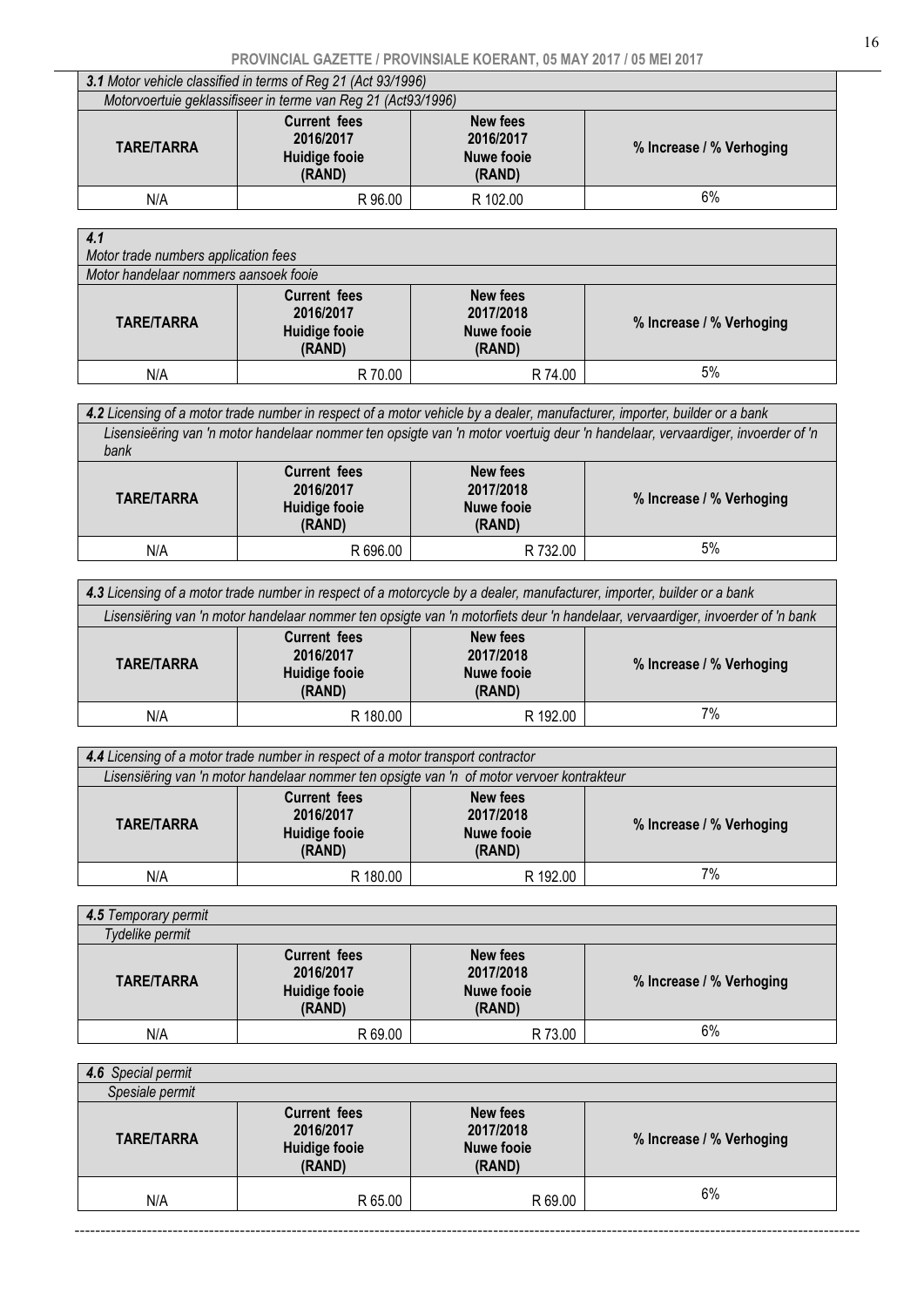| ***3.1*** *Motor vehicle classified in terms of Reg 21 (Act 93/1996)* | | | |
|---|---|---|---|
| *Motorvoertuie geklassifiseer in terme van Reg 21 (Act93/1996)* | | | |
| **TARE/TARRA** | **Current fees 2016/2017 Huidige fooie (RAND)** | **New fees 2016/2017 Nuwe fooie (RAND)** | **% Increase / % Verhoging** |
| N/A | R 96.00 | R 102.00 | 6% |

| ***4.1*** *Motor trade numbers application fees* | | | |
|---|---|---|---|
| *Motor handelaar nommers aansoek fooie* | | | |
| **TARE/TARRA** | **Current fees 2016/2017 Huidige fooie (RAND)** | **New fees 2017/2018 Nuwe fooie (RAND)** | **% Increase / % Verhoging** |
| N/A | R 70.00 | R 74.00 | 5% |

| ***4.2*** *Licensing of a motor trade number in respect of a motor vehicle by a dealer, manufacturer, importer, builder or a bank* | | | |
|---|---|---|---|
| *Lisensieëring van 'n motor handelaar nommer ten opsigte van 'n motor voertuig deur 'n handelaar, vervaardiger, invoerder of 'n bank* | | | |
| **TARE/TARRA** | **Current fees 2016/2017 Huidige fooie (RAND)** | **New fees 2017/2018 Nuwe fooie (RAND)** | **% Increase / % Verhoging** |
| N/A | R 696.00 | R 732.00 | 5% |

| ***4.3*** *Licensing of a motor trade number in respect of a motorcycle by a dealer, manufacturer, importer, builder or a bank* | | | |
|---|---|---|---|
| *Lisensiëring van 'n motor handelaar nommer ten opsigte van 'n motorfiets deur 'n handelaar, vervaardiger, invoerder of 'n bank* | | | |
| **TARE/TARRA** | **Current fees 2016/2017 Huidige fooie (RAND)** | **New fees 2017/2018 Nuwe fooie (RAND)** | **% Increase / % Verhoging** |
| N/A | R 180.00 | R 192.00 | 7% |

| ***4.4*** *Licensing of a motor trade number in respect of a motor transport contractor* | | | |
|---|---|---|---|
| *Lisensiëring van 'n motor handelaar nommer ten opsigte van 'n of motor vervoer kontrakteur* | | | |
| **TARE/TARRA** | **Current fees 2016/2017 Huidige fooie (RAND)** | **New fees 2017/2018 Nuwe fooie (RAND)** | **% Increase / % Verhoging** |
| N/A | R 180.00 | R 192.00 | 7% |

| ***4.5*** *Temporary permit* | | | |
|---|---|---|---|
| *Tydelike permit* | | | |
| **TARE/TARRA** | **Current fees 2016/2017 Huidige fooie (RAND)** | **New fees 2017/2018 Nuwe fooie (RAND)** | **% Increase / % Verhoging** |
| N/A | R 69.00 | R 73.00 | 6% |

| ***4.6*** *Special permit* | | | |
|---|---|---|---|
| *Spesiale permit* | | | |
| **TARE/TARRA** | **Current fees 2016/2017 Huidige fooie (RAND)** | **New fees 2017/2018 Nuwe fooie (RAND)** | **% Increase / % Verhoging** |
| N/A | R 65.00 | R 69.00 | 6% |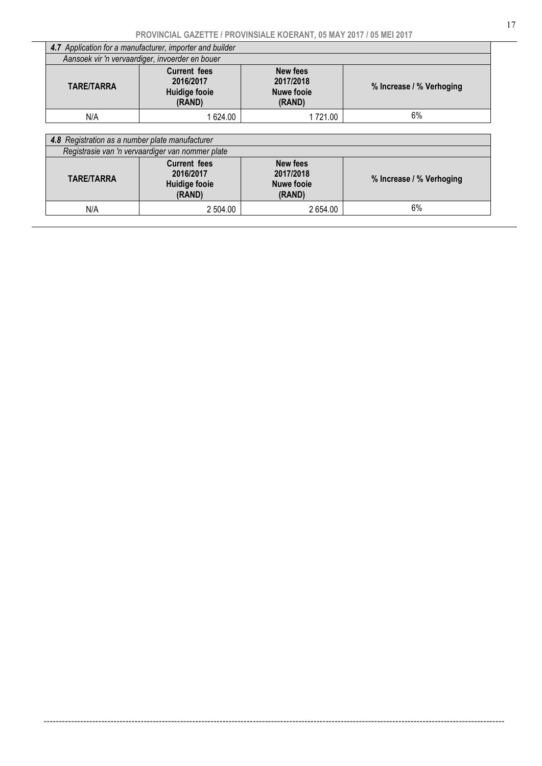***4.7** Application for a manufacturer, importer and builder*

*Aansoek vir 'n vervaardiger, invoerder en bouer*

| TARE/TARRA | Current fees 2016/2017 Huidige fooie (RAND) | New fees 2017/2018 Nuwe fooie (RAND) | % Increase / % Verhoging |
|---|---|---|---|
| N/A | 1 624.00 | 1 721.00 | 6% |

***4.8** Registration as a number plate manufacturer*

*Registrasie van 'n vervaardiger van nommer plate*

| TARE/TARRA | Current fees 2016/2017 Huidige fooie (RAND) | New fees 2017/2018 Nuwe fooie (RAND) | % Increase / % Verhoging |
|---|---|---|---|
| N/A | 2 504.00 | 2 654.00 | 6% |